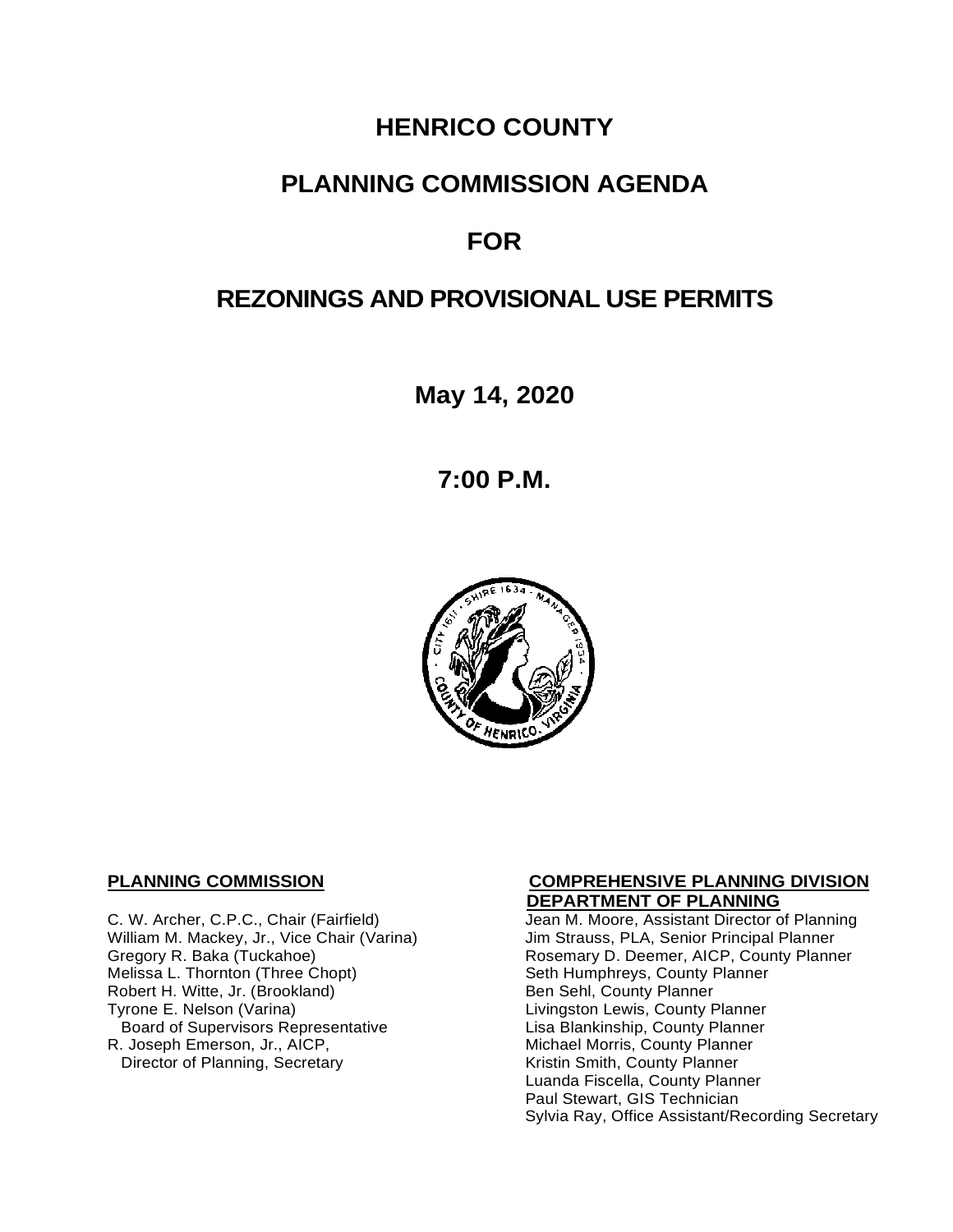# HENRICO COUNTY

# PLANNING COMMISSION AGENDA

# FOR

# REZONINGS AND PROVISIONAL USE PERMITS

**May 14, 2020**

**7:00 P.M.**

**PLANNING COMMISSION**

C. W. Archer, C.P.C., Chair (Fairfield)
William M. Mackey, Jr., Vice Chair (Varina)
Gregory R. Baka (Tuckahoe)
Melissa L. Thornton (Three Chopt)
Robert H. Witte, Jr. (Brookland)
Tyrone E. Nelson (Varina)
Board of Supervisors Representative
R. Joseph Emerson, Jr., AICP,
Director of Planning, Secretary

**COMPREHENSIVE PLANNING DIVISION DEPARTMENT OF PLANNING**

Jean M. Moore, Assistant Director of Planning
Jim Strauss, PLA, Senior Principal Planner
Rosemary D. Deemer, AICP, County Planner
Seth Humphreys, County Planner
Ben Sehl, County Planner
Livingston Lewis, County Planner
Lisa Blankinship, County Planner
Michael Morris, County Planner
Kristin Smith, County Planner
Luanda Fiscella, County Planner
Paul Stewart, GIS Technician
Sylvia Ray, Office Assistant/Recording Secretary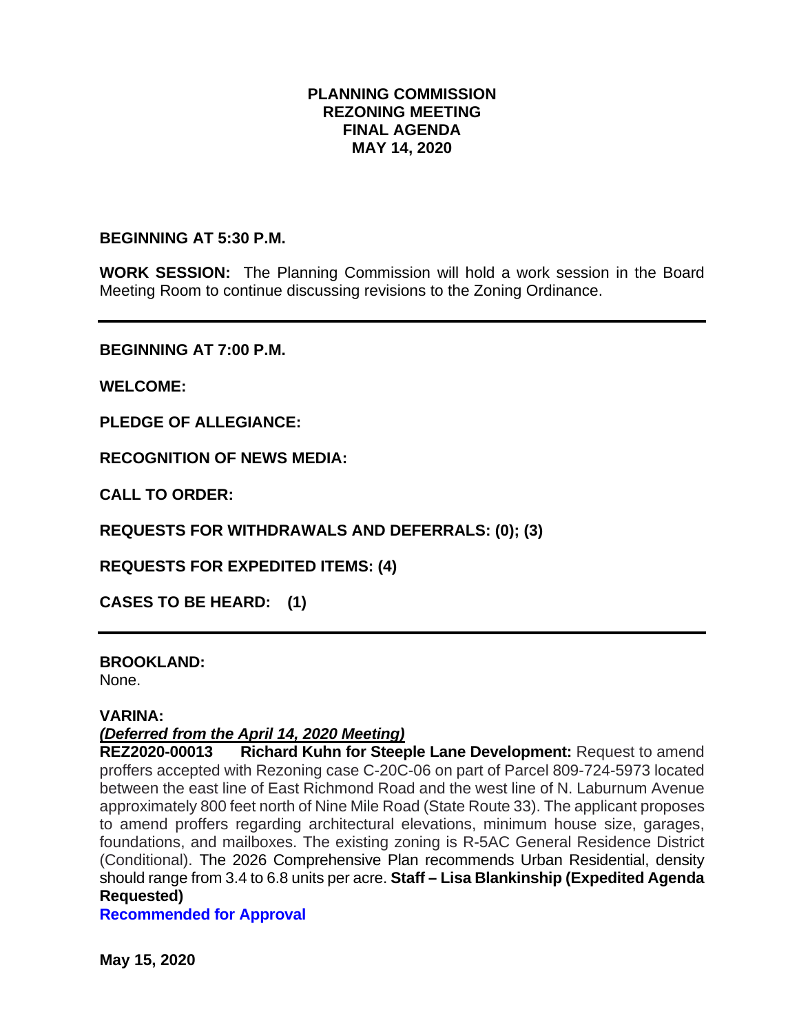# PLANNING COMMISSION
# REZONING MEETING
# FINAL AGENDA
# MAY 14, 2020

**BEGINNING AT 5:30 P.M.**

**WORK SESSION:** The Planning Commission will hold a work session in the Board Meeting Room to continue discussing revisions to the Zoning Ordinance.

---

**BEGINNING AT 7:00 P.M.**

**WELCOME:**

**PLEDGE OF ALLEGIANCE:**

**RECOGNITION OF NEWS MEDIA:**

**CALL TO ORDER:**

**REQUESTS FOR WITHDRAWALS AND DEFERRALS: (0); (3)**

**REQUESTS FOR EXPEDITED ITEMS: (4)**

**CASES TO BE HEARD: (1)**

---

**BROOKLAND:**
None.

**VARINA:**
***(Deferred from the April 14, 2020 Meeting)***
**REZ2020-00013 Richard Kuhn for Steeple Lane Development:** Request to amend proffers accepted with Rezoning case C-20C-06 on part of Parcel 809-724-5973 located between the east line of East Richmond Road and the west line of N. Laburnum Avenue approximately 800 feet north of Nine Mile Road (State Route 33). The applicant proposes to amend proffers regarding architectural elevations, minimum house size, garages, foundations, and mailboxes. The existing zoning is R-5AC General Residence District (Conditional). The 2026 Comprehensive Plan recommends Urban Residential, density should range from 3.4 to 6.8 units per acre. **Staff – Lisa Blankinship (Expedited Agenda Requested)**
**Recommended for Approval**

**May 15, 2020**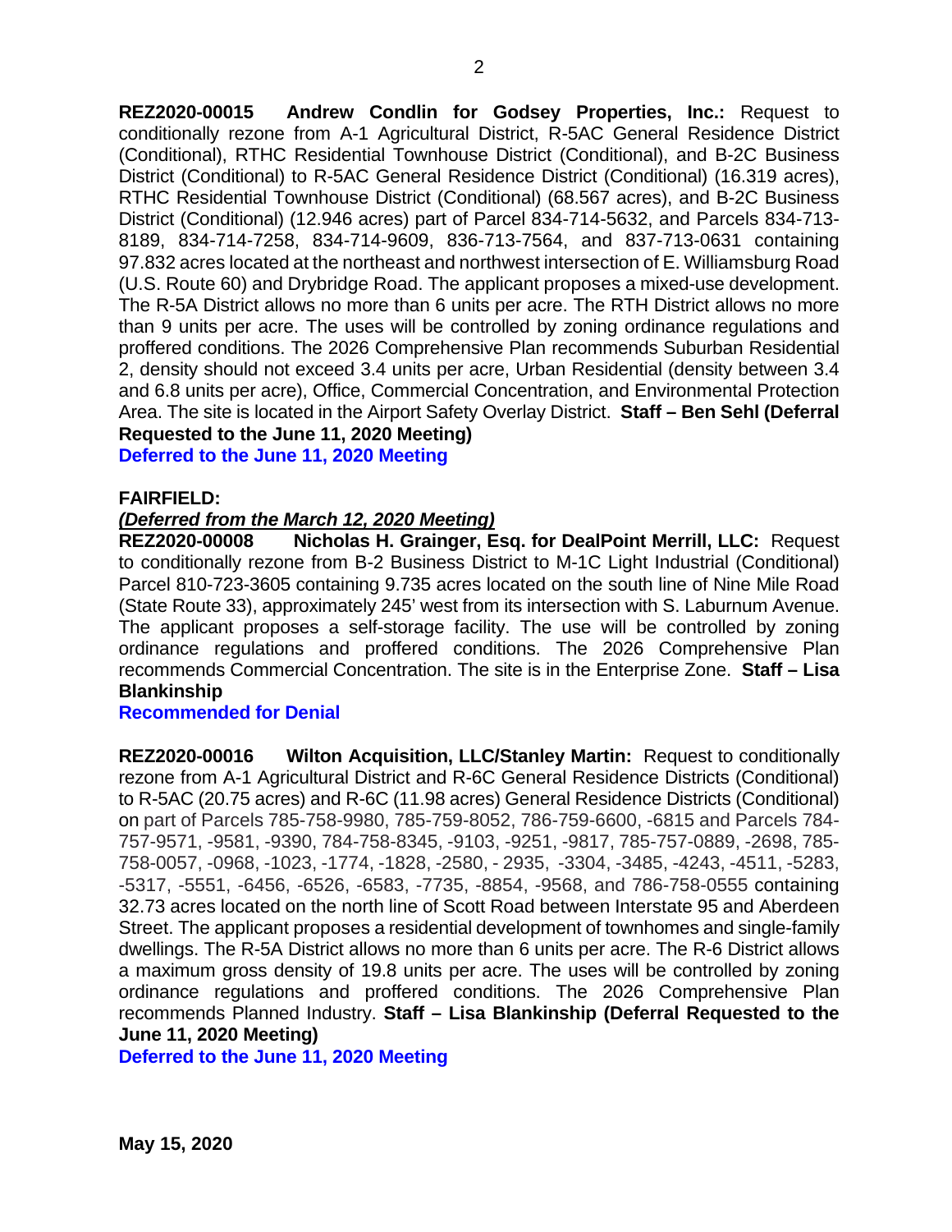**REZ2020-00015 Andrew Condlin for Godsey Properties, Inc.:** Request to conditionally rezone from A-1 Agricultural District, R-5AC General Residence District (Conditional), RTHC Residential Townhouse District (Conditional), and B-2C Business District (Conditional) to R-5AC General Residence District (Conditional) (16.319 acres), RTHC Residential Townhouse District (Conditional) (68.567 acres), and B-2C Business District (Conditional) (12.946 acres) part of Parcel 834-714-5632, and Parcels 834-713-8189, 834-714-7258, 834-714-9609, 836-713-7564, and 837-713-0631 containing 97.832 acres located at the northeast and northwest intersection of E. Williamsburg Road (U.S. Route 60) and Drybridge Road. The applicant proposes a mixed-use development. The R-5A District allows no more than 6 units per acre. The RTH District allows no more than 9 units per acre. The uses will be controlled by zoning ordinance regulations and proffered conditions. The 2026 Comprehensive Plan recommends Suburban Residential 2, density should not exceed 3.4 units per acre, Urban Residential (density between 3.4 and 6.8 units per acre), Office, Commercial Concentration, and Environmental Protection Area. The site is located in the Airport Safety Overlay District. **Staff – Ben Sehl (Deferral Requested to the June 11, 2020 Meeting)**

**Deferred to the June 11, 2020 Meeting**

**FAIRFIELD:**

***(Deferred from the March 12, 2020 Meeting)***

**REZ2020-00008 Nicholas H. Grainger, Esq. for DealPoint Merrill, LLC:** Request to conditionally rezone from B-2 Business District to M-1C Light Industrial (Conditional) Parcel 810-723-3605 containing 9.735 acres located on the south line of Nine Mile Road (State Route 33), approximately 245' west from its intersection with S. Laburnum Avenue. The applicant proposes a self-storage facility. The use will be controlled by zoning ordinance regulations and proffered conditions. The 2026 Comprehensive Plan recommends Commercial Concentration. The site is in the Enterprise Zone. **Staff – Lisa Blankinship**

**Recommended for Denial**

**REZ2020-00016 Wilton Acquisition, LLC/Stanley Martin:** Request to conditionally rezone from A-1 Agricultural District and R-6C General Residence Districts (Conditional) to R-5AC (20.75 acres) and R-6C (11.98 acres) General Residence Districts (Conditional) on part of Parcels 785-758-9980, 785-759-8052, 786-759-6600, -6815 and Parcels 784-757-9571, -9581, -9390, 784-758-8345, -9103, -9251, -9817, 785-757-0889, -2698, 785-758-0057, -0968, -1023, -1774, -1828, -2580, - 2935, -3304, -3485, -4243, -4511, -5283, -5317, -5551, -6456, -6526, -6583, -7735, -8854, -9568, and 786-758-0555 containing 32.73 acres located on the north line of Scott Road between Interstate 95 and Aberdeen Street. The applicant proposes a residential development of townhomes and single-family dwellings. The R-5A District allows no more than 6 units per acre. The R-6 District allows a maximum gross density of 19.8 units per acre. The uses will be controlled by zoning ordinance regulations and proffered conditions. The 2026 Comprehensive Plan recommends Planned Industry. **Staff – Lisa Blankinship (Deferral Requested to the June 11, 2020 Meeting)**

**Deferred to the June 11, 2020 Meeting**

**May 15, 2020**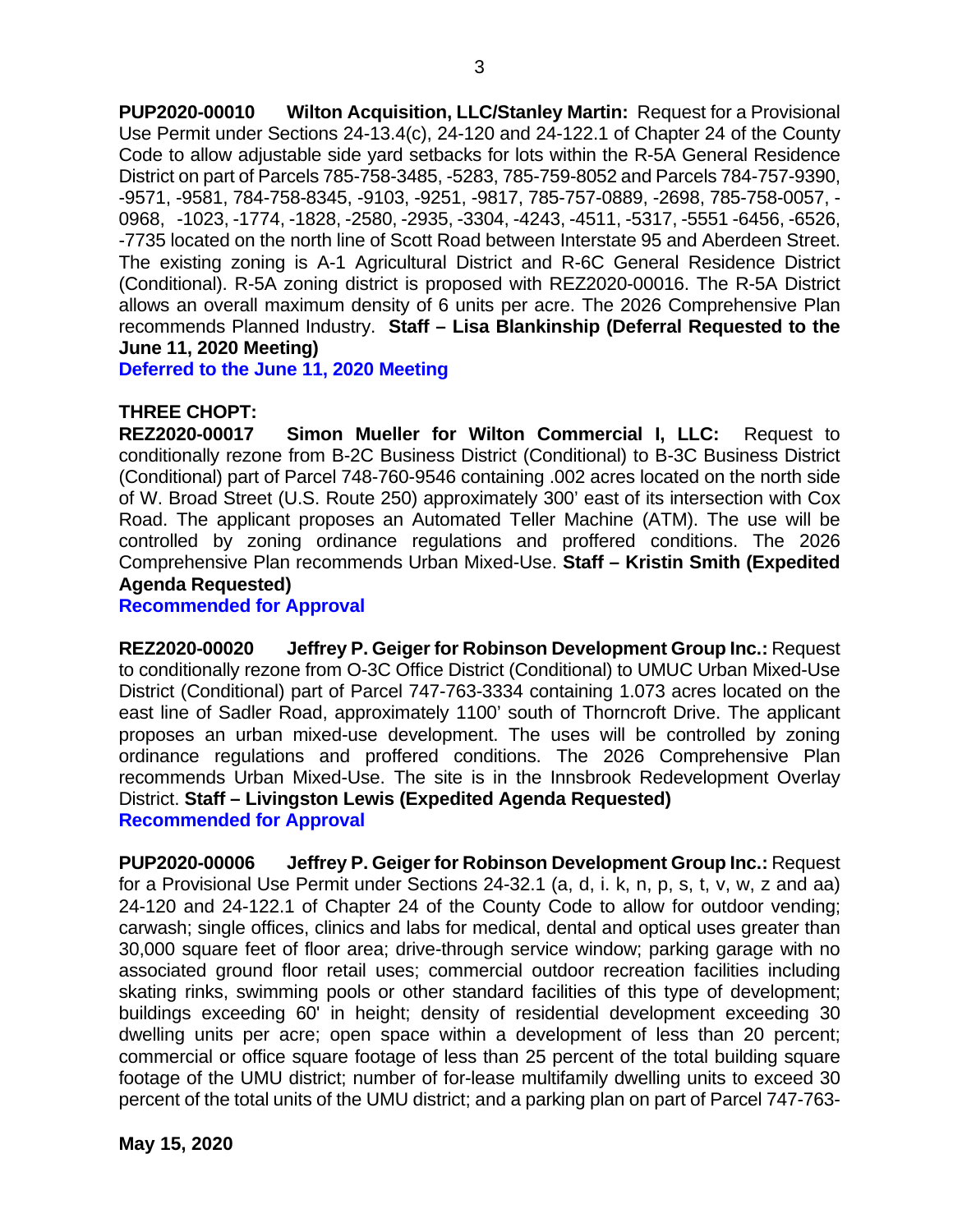**PUP2020-00010 Wilton Acquisition, LLC/Stanley Martin:** Request for a Provisional Use Permit under Sections 24-13.4(c), 24-120 and 24-122.1 of Chapter 24 of the County Code to allow adjustable side yard setbacks for lots within the R-5A General Residence District on part of Parcels 785-758-3485, -5283, 785-759-8052 and Parcels 784-757-9390, -9571, -9581, 784-758-8345, -9103, -9251, -9817, 785-757-0889, -2698, 785-758-0057, -0968, -1023, -1774, -1828, -2580, -2935, -3304, -4243, -4511, -5317, -5551 -6456, -6526, -7735 located on the north line of Scott Road between Interstate 95 and Aberdeen Street. The existing zoning is A-1 Agricultural District and R-6C General Residence District (Conditional). R-5A zoning district is proposed with REZ2020-00016. The R-5A District allows an overall maximum density of 6 units per acre. The 2026 Comprehensive Plan recommends Planned Industry. **Staff – Lisa Blankinship (Deferral Requested to the June 11, 2020 Meeting)**

**Deferred to the June 11, 2020 Meeting**

**THREE CHOPT:**

**REZ2020-00017 Simon Mueller for Wilton Commercial I, LLC:** Request to conditionally rezone from B-2C Business District (Conditional) to B-3C Business District (Conditional) part of Parcel 748-760-9546 containing .002 acres located on the north side of W. Broad Street (U.S. Route 250) approximately 300' east of its intersection with Cox Road. The applicant proposes an Automated Teller Machine (ATM). The use will be controlled by zoning ordinance regulations and proffered conditions. The 2026 Comprehensive Plan recommends Urban Mixed-Use. **Staff – Kristin Smith (Expedited Agenda Requested)**

**Recommended for Approval**

**REZ2020-00020 Jeffrey P. Geiger for Robinson Development Group Inc.:** Request to conditionally rezone from O-3C Office District (Conditional) to UMUC Urban Mixed-Use District (Conditional) part of Parcel 747-763-3334 containing 1.073 acres located on the east line of Sadler Road, approximately 1100' south of Thorncroft Drive. The applicant proposes an urban mixed-use development. The uses will be controlled by zoning ordinance regulations and proffered conditions. The 2026 Comprehensive Plan recommends Urban Mixed-Use. The site is in the Innsbrook Redevelopment Overlay District. **Staff – Livingston Lewis (Expedited Agenda Requested)**

**Recommended for Approval**

**PUP2020-00006 Jeffrey P. Geiger for Robinson Development Group Inc.:** Request for a Provisional Use Permit under Sections 24-32.1 (a, d, i. k, n, p, s, t, v, w, z and aa) 24-120 and 24-122.1 of Chapter 24 of the County Code to allow for outdoor vending; carwash; single offices, clinics and labs for medical, dental and optical uses greater than 30,000 square feet of floor area; drive-through service window; parking garage with no associated ground floor retail uses; commercial outdoor recreation facilities including skating rinks, swimming pools or other standard facilities of this type of development; buildings exceeding 60' in height; density of residential development exceeding 30 dwelling units per acre; open space within a development of less than 20 percent; commercial or office square footage of less than 25 percent of the total building square footage of the UMU district; number of for-lease multifamily dwelling units to exceed 30 percent of the total units of the UMU district; and a parking plan on part of Parcel 747-763-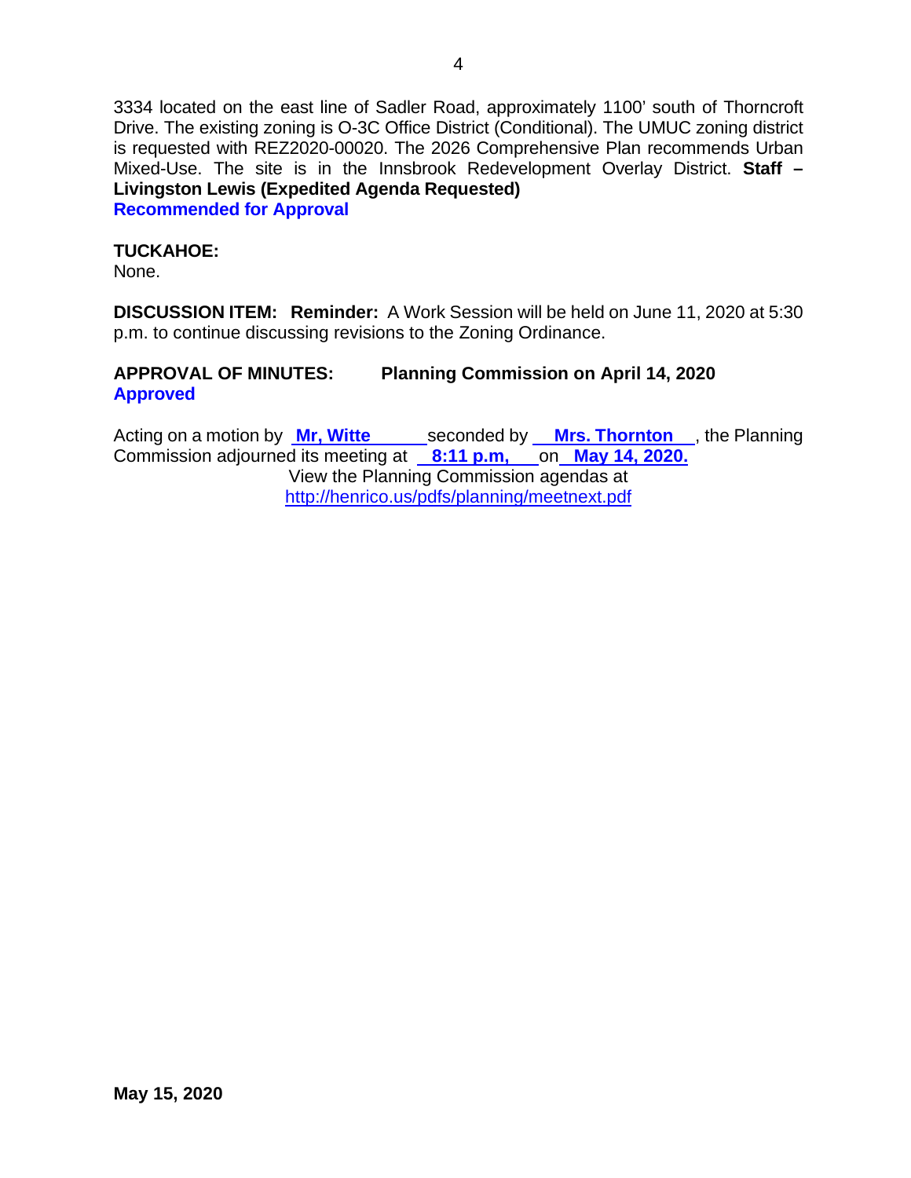3334 located on the east line of Sadler Road, approximately 1100' south of Thorncroft Drive. The existing zoning is O-3C Office District (Conditional). The UMUC zoning district is requested with REZ2020-00020. The 2026 Comprehensive Plan recommends Urban Mixed-Use. The site is in the Innsbrook Redevelopment Overlay District. **Staff – Livingston Lewis (Expedited Agenda Requested)**
**Recommended for Approval**

**TUCKAHOE:**
None.

**DISCUSSION ITEM:** **Reminder:** A Work Session will be held on June 11, 2020 at 5:30 p.m. to continue discussing revisions to the Zoning Ordinance.

**APPROVAL OF MINUTES:** **Planning Commission on April 14, 2020**
**Approved**

Acting on a motion by **Mr, Witte** seconded by **Mrs. Thornton**, the Planning Commission adjourned its meeting at **8:11 p.m,** on **May 14, 2020.**

View the Planning Commission agendas at
http://henrico.us/pdfs/planning/meetnext.pdf

May 15, 2020